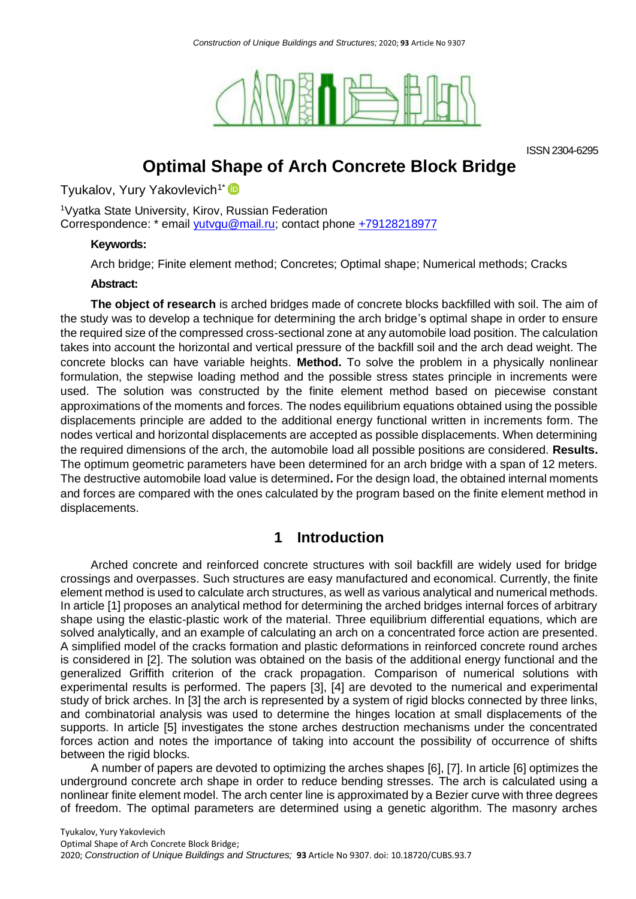ISSN 2304-6295

# Optimal Shape of Arch Concrete Block Bridge

Tyukalov, Yury Yakovlevich[1*]

[1]Vyatka State University, Kirov, Russian Federation
Correspondence: * email yutvgu@mail.ru; contact phone +79128218977

**Keywords:**

Arch bridge; Finite element method; Concretes; Optimal shape; Numerical methods; Cracks

**Abstract:**

**The object of research** is arched bridges made of concrete blocks backfilled with soil. The aim of the study was to develop a technique for determining the arch bridge's optimal shape in order to ensure the required size of the compressed cross-sectional zone at any automobile load position. The calculation takes into account the horizontal and vertical pressure of the backfill soil and the arch dead weight. The concrete blocks can have variable heights. **Method.** To solve the problem in a physically nonlinear formulation, the stepwise loading method and the possible stress states principle in increments were used. The solution was constructed by the finite element method based on piecewise constant approximations of the moments and forces. The nodes equilibrium equations obtained using the possible displacements principle are added to the additional energy functional written in increments form. The nodes vertical and horizontal displacements are accepted as possible displacements. When determining the required dimensions of the arch, the automobile load all possible positions are considered. **Results.** The optimum geometric parameters have been determined for an arch bridge with a span of 12 meters. The destructive automobile load value is determined**.** For the design load, the obtained internal moments and forces are compared with the ones calculated by the program based on the finite element method in displacements.

## 1 Introduction

Arched concrete and reinforced concrete structures with soil backfill are widely used for bridge crossings and overpasses. Such structures are easy manufactured and economical. Currently, the finite element method is used to calculate arch structures, as well as various analytical and numerical methods. In article [1] proposes an analytical method for determining the arched bridges internal forces of arbitrary shape using the elastic-plastic work of the material. Three equilibrium differential equations, which are solved analytically, and an example of calculating an arch on a concentrated force action are presented. A simplified model of the cracks formation and plastic deformations in reinforced concrete round arches is considered in [2]. The solution was obtained on the basis of the additional energy functional and the generalized Griffith criterion of the crack propagation. Comparison of numerical solutions with experimental results is performed. The papers [3], [4] are devoted to the numerical and experimental study of brick arches. In [3] the arch is represented by a system of rigid blocks connected by three links, and combinatorial analysis was used to determine the hinges location at small displacements of the supports. In article [5] investigates the stone arches destruction mechanisms under the concentrated forces action and notes the importance of taking into account the possibility of occurrence of shifts between the rigid blocks.

A number of papers are devoted to optimizing the arches shapes [6], [7]. In article [6] optimizes the underground concrete arch shape in order to reduce bending stresses. The arch is calculated using a nonlinear finite element model. The arch center line is approximated by a Bezier curve with three degrees of freedom. The optimal parameters are determined using a genetic algorithm. The masonry arches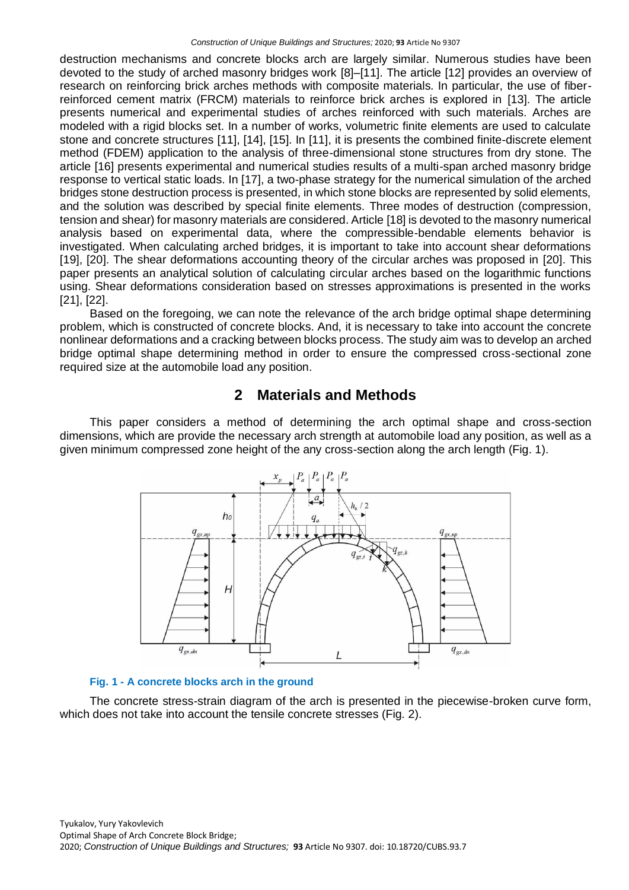destruction mechanisms and concrete blocks arch are largely similar. Numerous studies have been devoted to the study of arched masonry bridges work [8]–[11]. The article [12] provides an overview of research on reinforcing brick arches methods with composite materials. In particular, the use of fiber-reinforced cement matrix (FRCM) materials to reinforce brick arches is explored in [13]. The article presents numerical and experimental studies of arches reinforced with such materials. Arches are modeled with a rigid blocks set. In a number of works, volumetric finite elements are used to calculate stone and concrete structures [11], [14], [15]. In [11], it is presents the combined finite-discrete element method (FDEM) application to the analysis of three-dimensional stone structures from dry stone. The article [16] presents experimental and numerical studies results of a multi-span arched masonry bridge response to vertical static loads. In [17], a two-phase strategy for the numerical simulation of the arched bridges stone destruction process is presented, in which stone blocks are represented by solid elements, and the solution was described by special finite elements. Three modes of destruction (compression, tension and shear) for masonry materials are considered. Article [18] is devoted to the masonry numerical analysis based on experimental data, where the compressible-bendable elements behavior is investigated. When calculating arched bridges, it is important to take into account shear deformations [19], [20]. The shear deformations accounting theory of the circular arches was proposed in [20]. This paper presents an analytical solution of calculating circular arches based on the logarithmic functions using. Shear deformations consideration based on stresses approximations is presented in the works [21], [22].

Based on the foregoing, we can note the relevance of the arch bridge optimal shape determining problem, which is constructed of concrete blocks. And, it is necessary to take into account the concrete nonlinear deformations and a cracking between blocks process. The study aim was to develop an arched bridge optimal shape determining method in order to ensure the compressed cross-sectional zone required size at the automobile load any position.

## 2 Materials and Methods

This paper considers a method of determining the arch optimal shape and cross-section dimensions, which are provide the necessary arch strength at automobile load any position, as well as a given minimum compressed zone height of the any cross-section along the arch length (Fig. 1).

**Fig. 1 - A concrete blocks arch in the ground**

The concrete stress-strain diagram of the arch is presented in the piecewise-broken curve form, which does not take into account the tensile concrete stresses (Fig. 2).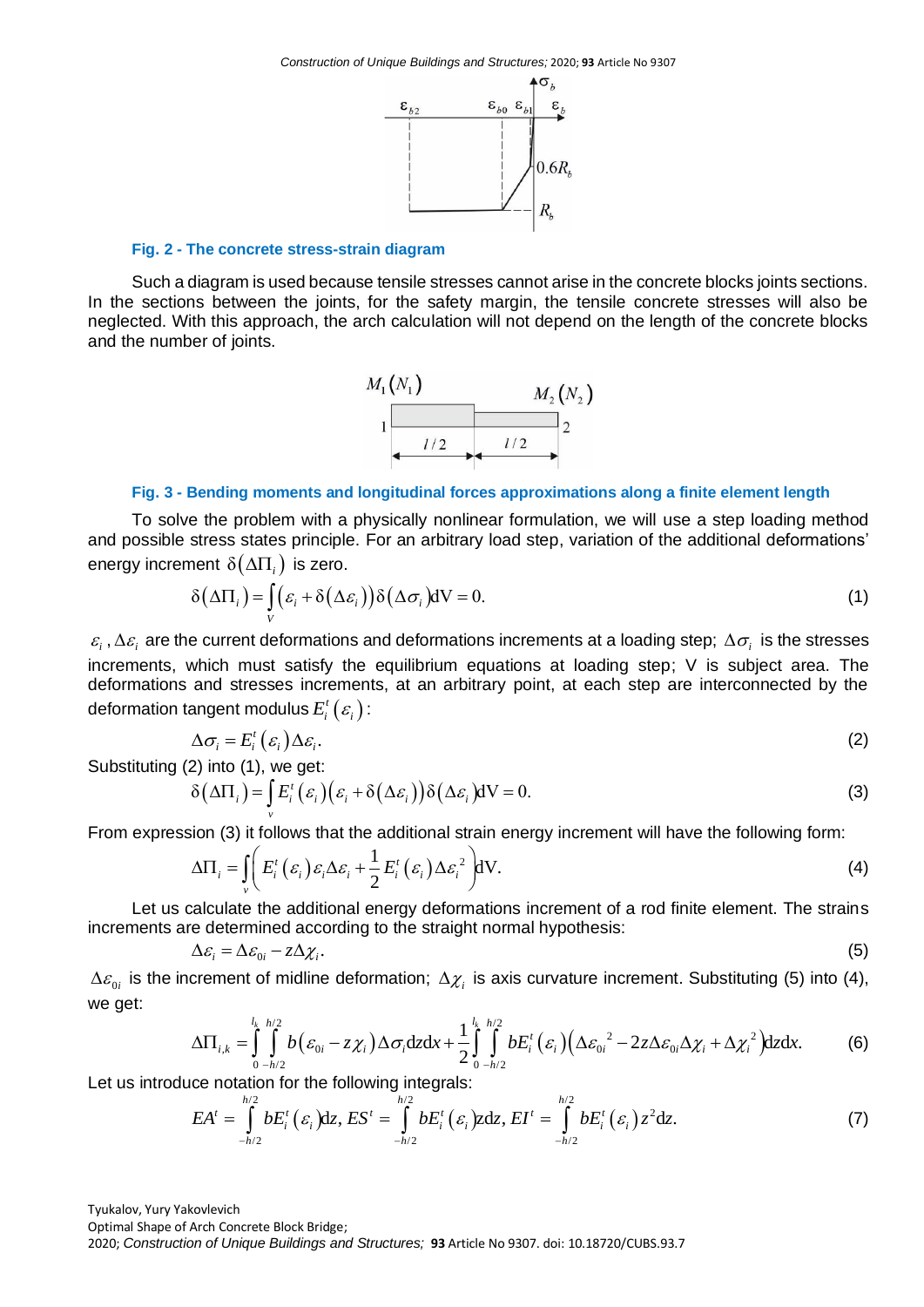**Fig. 2 - The concrete stress-strain diagram**

Such a diagram is used because tensile stresses cannot arise in the concrete blocks joints sections. In the sections between the joints, for the safety margin, the tensile concrete stresses will also be neglected. With this approach, the arch calculation will not depend on the length of the concrete blocks and the number of joints.

**Fig. 3 - Bending moments and longitudinal forces approximations along a finite element length**

To solve the problem with a physically nonlinear formulation, we will use a step loading method and possible stress states principle. For an arbitrary load step, variation of the additional deformations' energy increment $\delta(\Delta\Pi_i)$ is zero.

$$\delta(\Delta\Pi_i) = \int_V (\varepsilon_i + \delta(\Delta\varepsilon_i))\delta(\Delta\sigma_i)\mathrm{dV} = 0. \tag{1}$$

$\varepsilon_i$, $\Delta\varepsilon_i$ are the current deformations and deformations increments at a loading step; $\Delta\sigma_i$ is the stresses increments, which must satisfy the equilibrium equations at loading step; V is subject area. The deformations and stresses increments, at an arbitrary point, at each step are interconnected by the deformation tangent modulus $E_i^t(\varepsilon_i)$:

$$\Delta\sigma_i = E_i^t(\varepsilon_i)\Delta\varepsilon_i. \tag{2}$$

Substituting (2) into (1), we get:

$$\delta(\Delta\Pi_i) = \int_v E_i^t(\varepsilon_i)(\varepsilon_i + \delta(\Delta\varepsilon_i))\delta(\Delta\varepsilon_i)\mathrm{dV} = 0. \tag{3}$$

From expression (3) it follows that the additional strain energy increment will have the following form:

$$\Delta\Pi_i = \int_v \left( E_i^t(\varepsilon_i)\varepsilon_i\Delta\varepsilon_i + \frac{1}{2}E_i^t(\varepsilon_i)\Delta\varepsilon_i^2 \right)\mathrm{dV}. \tag{4}$$

Let us calculate the additional energy deformations increment of a rod finite element. The strains increments are determined according to the straight normal hypothesis:

$$\Delta\varepsilon_i = \Delta\varepsilon_{0i} - z\Delta\chi_i. \tag{5}$$

$\Delta\varepsilon_{0i}$ is the increment of midline deformation; $\Delta\chi_i$ is axis curvature increment. Substituting (5) into (4), we get:

$$\Delta\Pi_{i,k} = \int_0^{l_k}\int_{-h/2}^{h/2} b(\varepsilon_{0i} - z\chi_i)\Delta\sigma_i \mathrm{d}z\mathrm{d}x + \frac{1}{2}\int_0^{l_k}\int_{-h/2}^{h/2} bE_i^t(\varepsilon_i)\left(\Delta\varepsilon_{0i}^{\,2} - 2z\Delta\varepsilon_{0i}\Delta\chi_i + \Delta\chi_i^{\,2}\right)\mathrm{d}z\mathrm{d}x. \tag{6}$$

Let us introduce notation for the following integrals:

$$EA^t = \int_{-h/2}^{h/2} bE_i^t(\varepsilon_i)\mathrm{d}z,\; ES^t = \int_{-h/2}^{h/2} bE_i^t(\varepsilon_i)z\mathrm{d}z,\; EI^t = \int_{-h/2}^{h/2} bE_i^t(\varepsilon_i)z^2\mathrm{d}z. \tag{7}$$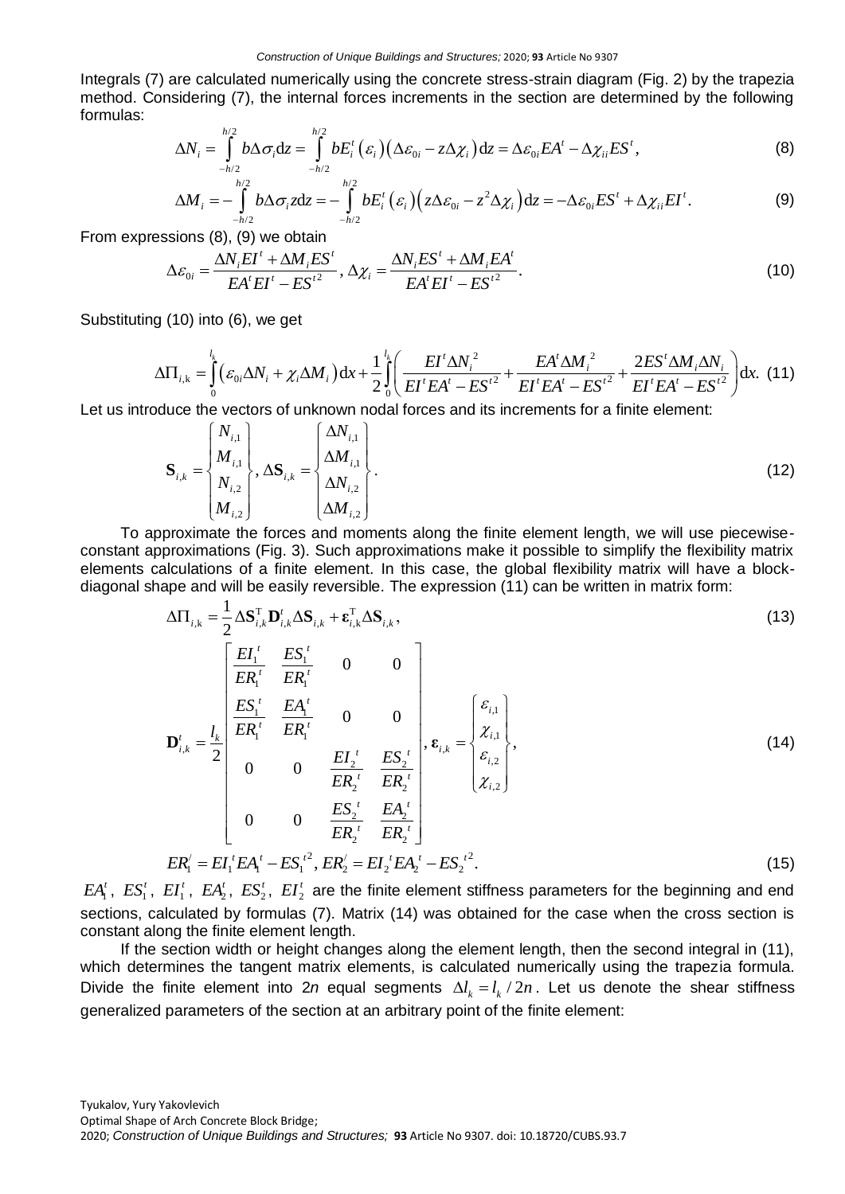Integrals (7) are calculated numerically using the concrete stress-strain diagram (Fig. 2) by the trapezia method. Considering (7), the internal forces increments in the section are determined by the following formulas:

$$\Delta N_i = \int_{-h/2}^{h/2} b\Delta\sigma_i \mathrm{d}z = \int_{-h/2}^{h/2} bE_i^t\left(\varepsilon_i\right)\left(\Delta\varepsilon_{0i} - z\Delta\chi_i\right)\mathrm{d}z = \Delta\varepsilon_{0i}EA^t - \Delta\chi_{ii}ES^t, \tag{8}$$

$$\Delta M_i = -\int_{-h/2}^{h/2} b\Delta\sigma_i z\mathrm{d}z = -\int_{-h/2}^{h/2} bE_i^t\left(\varepsilon_i\right)\left(z\Delta\varepsilon_{0i} - z^2\Delta\chi_i\right)\mathrm{d}z = -\Delta\varepsilon_{0i}ES^t + \Delta\chi_{ii}EI^t. \tag{9}$$

From expressions (8), (9) we obtain

$$\Delta\varepsilon_{0i} = \frac{\Delta N_i EI^t + \Delta M_i ES^t}{EA^t EI^t - ES^{t2}},\ \Delta\chi_i = \frac{\Delta N_i ES^t + \Delta M_i EA^t}{EA^t EI^t - ES^{t2}}. \tag{10}$$

Substituting (10) into (6), we get

$$\Delta\Pi_{i,\mathrm{k}} = \int_0^{l_k}\left(\varepsilon_{0i}\Delta N_i + \chi_i\Delta M_i\right)\mathrm{d}x + \frac{1}{2}\int_0^{l_k}\left(\frac{EI^t\Delta N_i^{\,2}}{EI^tEA^t - ES^{t2}} + \frac{EA^t\Delta M_i^{\,2}}{EI^tEA^t - ES^{t2}} + \frac{2ES^t\Delta M_i\Delta N_i}{EI^tEA^t - ES^{t2}}\right)\mathrm{d}x. \tag{11}$$

Let us introduce the vectors of unknown nodal forces and its increments for a finite element:

$$\mathbf{S}_{i,k} = \begin{Bmatrix} N_{i,1} \\ M_{i,1} \\ N_{i,2} \\ M_{i,2} \end{Bmatrix},\ \Delta\mathbf{S}_{i,k} = \begin{Bmatrix} \Delta N_{i,1} \\ \Delta M_{i,1} \\ \Delta N_{i,2} \\ \Delta M_{i,2} \end{Bmatrix}. \tag{12}$$

To approximate the forces and moments along the finite element length, we will use piecewise-constant approximations (Fig. 3). Such approximations make it possible to simplify the flexibility matrix elements calculations of a finite element. In this case, the global flexibility matrix will have a block-diagonal shape and will be easily reversible. The expression (11) can be written in matrix form:

$$\Delta\Pi_{i,\mathrm{k}} = \frac{1}{2}\Delta\mathbf{S}_{i,k}^{\mathrm{T}}\mathbf{D}_{i,k}^{t}\Delta\mathbf{S}_{i,k} + \boldsymbol{\varepsilon}_{i,\mathrm{k}}^{\mathrm{T}}\Delta\mathbf{S}_{i,k}, \tag{13}$$

$$\mathbf{D}_{i,k}^{t} = \frac{l_k}{2}\begin{bmatrix} \dfrac{EI_1^{\,t}}{ER_1^{\,t}} & \dfrac{ES_1^{\,t}}{ER_1^{\,t}} & 0 & 0 \\ \dfrac{ES_1^{\,t}}{ER_1^{\,t}} & \dfrac{EA_1^{t}}{ER_1^{\,t}} & 0 & 0 \\ 0 & 0 & \dfrac{EI_2^{\,t}}{ER_2^{\,t}} & \dfrac{ES_2^{\,t}}{ER_2^{\,t}} \\ 0 & 0 & \dfrac{ES_2^{\,t}}{ER_2^{\,t}} & \dfrac{EA_2^{\,t}}{ER_2^{\,t}} \end{bmatrix},\ \boldsymbol{\varepsilon}_{i,k} = \begin{Bmatrix} \varepsilon_{i,1} \\ \chi_{i,1} \\ \varepsilon_{i,2} \\ \chi_{i,2} \end{Bmatrix}, \tag{14}$$

$$ER_1^{/} = EI_1^{\,t}EA_1^{\,t} - ES_1^{\,t2},\ ER_2^{/} = EI_2^{\,t}EA_2^{\,t} - ES_2^{\,t2}. \tag{15}$$

$EA_1^t$, $ES_1^t$, $EI_1^t$, $EA_2^t$, $ES_2^t$, $EI_2^t$ are the finite element stiffness parameters for the beginning and end sections, calculated by formulas (7). Matrix (14) was obtained for the case when the cross section is constant along the finite element length.

If the section width or height changes along the element length, then the second integral in (11), which determines the tangent matrix elements, is calculated numerically using the trapezia formula. Divide the finite element into $2n$ equal segments $\Delta l_k = l_k / 2n$. Let us denote the shear stiffness generalized parameters of the section at an arbitrary point of the finite element: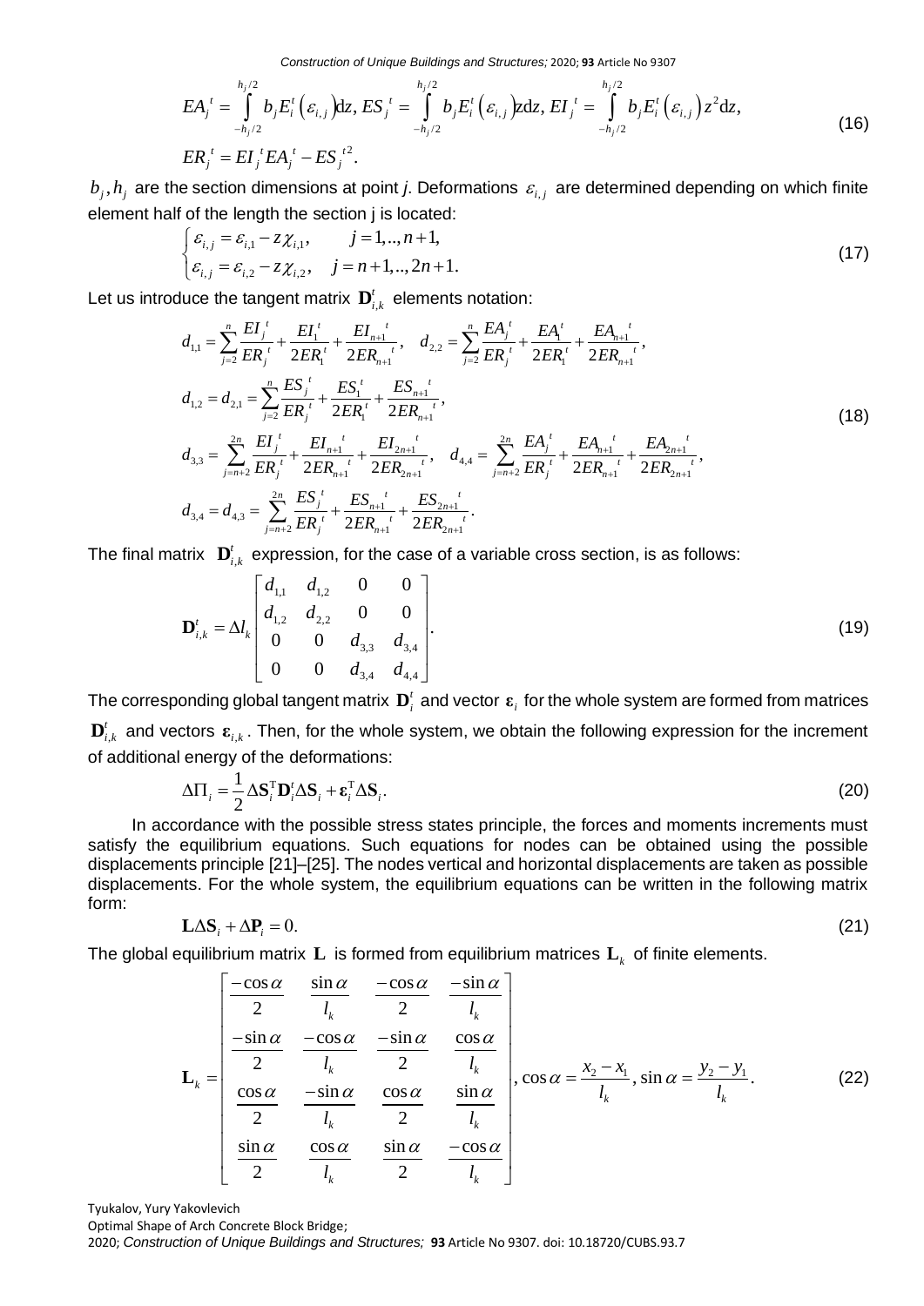$$EA_j^{\,t} = \int_{-h_j/2}^{h_j/2} b_j E_i^t\left(\varepsilon_{i,j}\right)\mathrm{d}z,\; ES_j^{\,t} = \int_{-h_j/2}^{h_j/2} b_j E_i^t\left(\varepsilon_{i,j}\right)z\mathrm{d}z,\; EI_j^{\,t} = \int_{-h_j/2}^{h_j/2} b_j E_i^t\left(\varepsilon_{i,j}\right)z^2\mathrm{d}z,$$
$$ER_j^{\,t} = EI_j^{\,t} EA_j^{\,t} - ES_j^{\,t2}. \tag{16}$$

$b_j, h_j$ are the section dimensions at point *j*. Deformations $\varepsilon_{i,j}$ are determined depending on which finite element half of the length the section j is located:

$$\begin{cases} \varepsilon_{i,j} = \varepsilon_{i,1} - z\chi_{i,1}, & j = 1,..,n+1, \\ \varepsilon_{i,j} = \varepsilon_{i,2} - z\chi_{i,2}, & j = n+1,..,2n+1. \end{cases} \tag{17}$$

Let us introduce the tangent matrix $\mathbf{D}_{i,k}^t$ elements notation:

$$d_{1,1} = \sum_{j=2}^{n} \frac{EI_j^{\,t}}{ER_j^{\,t}} + \frac{EI_1^{\,t}}{2ER_1^t} + \frac{EI_{n+1}^{\,t}}{2ER_{n+1}^{\,t}}, \quad d_{2,2} = \sum_{j=2}^{n} \frac{EA_j^{\,t}}{ER_j^{\,t}} + \frac{EA_1^{\,t}}{2ER_1^t} + \frac{EA_{n+1}^{\,t}}{2ER_{n+1}^{\,t}},$$
$$d_{1,2} = d_{2,1} = \sum_{j=2}^{n} \frac{ES_j^{\,t}}{ER_j^{\,t}} + \frac{ES_1^{\,t}}{2ER_1^t} + \frac{ES_{n+1}^{\,t}}{2ER_{n+1}^{\,t}},$$
$$d_{3,3} = \sum_{j=n+2}^{2n} \frac{EI_j^{\,t}}{ER_j^{\,t}} + \frac{EI_{n+1}^{\,t}}{2ER_{n+1}^{\,t}} + \frac{EI_{2n+1}^{\,t}}{2ER_{2n+1}^{\,t}}, \quad d_{4,4} = \sum_{j=n+2}^{2n} \frac{EA_j^{\,t}}{ER_j^{\,t}} + \frac{EA_{n+1}^{\,t}}{2ER_{n+1}^{\,t}} + \frac{EA_{2n+1}^{\,t}}{2ER_{2n+1}^{\,t}},$$
$$d_{3,4} = d_{4,3} = \sum_{j=n+2}^{2n} \frac{ES_j^{\,t}}{ER_j^{\,t}} + \frac{ES_{n+1}^{\,t}}{2ER_{n+1}^{\,t}} + \frac{ES_{2n+1}^{\,t}}{2ER_{2n+1}^{\,t}}. \tag{18}$$

The final matrix $\mathbf{D}_{i,k}^t$ expression, for the case of a variable cross section, is as follows:

$$\mathbf{D}_{i,k}^t = \Delta l_k \begin{bmatrix} d_{1,1} & d_{1,2} & 0 & 0 \\ d_{1,2} & d_{2,2} & 0 & 0 \\ 0 & 0 & d_{3,3} & d_{3,4} \\ 0 & 0 & d_{3,4} & d_{4,4} \end{bmatrix}. \tag{19}$$

The corresponding global tangent matrix $\mathbf{D}_i^t$ and vector $\boldsymbol{\varepsilon}_i$ for the whole system are formed from matrices $\mathbf{D}_{i,k}^t$ and vectors $\boldsymbol{\varepsilon}_{i,k}$. Then, for the whole system, we obtain the following expression for the increment of additional energy of the deformations:

$$\Delta\Pi_i = \frac{1}{2}\Delta\mathbf{S}_i^{\mathrm{T}}\mathbf{D}_i^t\Delta\mathbf{S}_i + \boldsymbol{\varepsilon}_i^{\mathrm{T}}\Delta\mathbf{S}_i. \tag{20}$$

In accordance with the possible stress states principle, the forces and moments increments must satisfy the equilibrium equations. Such equations for nodes can be obtained using the possible displacements principle [21]–[25]. The nodes vertical and horizontal displacements are taken as possible displacements. For the whole system, the equilibrium equations can be written in the following matrix form:

$$\mathbf{L}\Delta\mathbf{S}_i + \Delta\mathbf{P}_i = 0. \tag{21}$$

The global equilibrium matrix $\mathbf{L}$ is formed from equilibrium matrices $\mathbf{L}_k$ of finite elements.

$$\mathbf{L}_k = \begin{bmatrix} \dfrac{-\cos\alpha}{2} & \dfrac{\sin\alpha}{l_k} & \dfrac{-\cos\alpha}{2} & \dfrac{-\sin\alpha}{l_k} \\ \dfrac{-\sin\alpha}{2} & \dfrac{-\cos\alpha}{l_k} & \dfrac{-\sin\alpha}{2} & \dfrac{\cos\alpha}{l_k} \\ \dfrac{\cos\alpha}{2} & \dfrac{-\sin\alpha}{l_k} & \dfrac{\cos\alpha}{2} & \dfrac{\sin\alpha}{l_k} \\ \dfrac{\sin\alpha}{2} & \dfrac{\cos\alpha}{l_k} & \dfrac{\sin\alpha}{2} & \dfrac{-\cos\alpha}{l_k} \end{bmatrix}, \cos\alpha = \frac{x_2 - x_1}{l_k}, \sin\alpha = \frac{y_2 - y_1}{l_k}. \tag{22}$$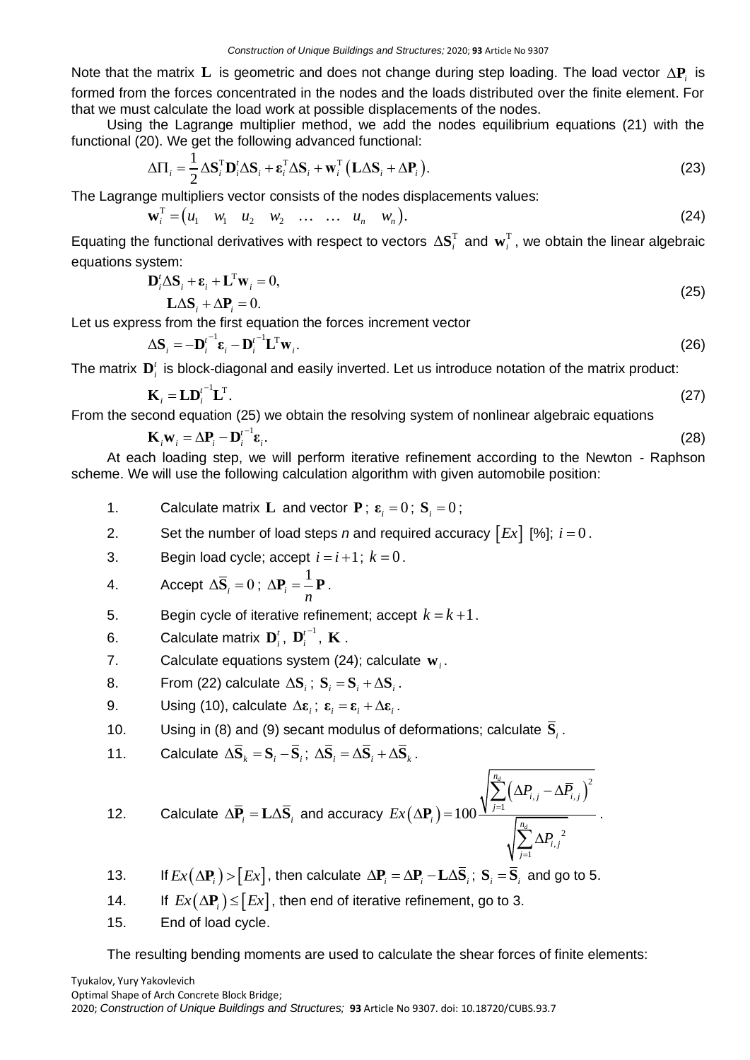Note that the matrix $\mathbf{L}$ is geometric and does not change during step loading. The load vector $\Delta \mathbf{P}_i$ is formed from the forces concentrated in the nodes and the loads distributed over the finite element. For that we must calculate the load work at possible displacements of the nodes.

Using the Lagrange multiplier method, we add the nodes equilibrium equations (21) with the functional (20). We get the following advanced functional:

$$\Delta \Pi_i = \frac{1}{2} \Delta \mathbf{S}_i^{\mathrm{T}} \mathbf{D}_i^t \Delta \mathbf{S}_i + \boldsymbol{\varepsilon}_i^{\mathrm{T}} \Delta \mathbf{S}_i + \mathbf{w}_i^{\mathrm{T}} \left( \mathbf{L} \Delta \mathbf{S}_i + \Delta \mathbf{P}_i \right). \tag{23}$$

The Lagrange multipliers vector consists of the nodes displacements values:

$$\mathbf{w}_i^{\mathrm{T}} = \begin{pmatrix} u_1 & w_1 & u_2 & w_2 & \dots & \dots & u_n & w_n \end{pmatrix}. \tag{24}$$

Equating the functional derivatives with respect to vectors $\Delta \mathbf{S}_i^{\mathrm{T}}$ and $\mathbf{w}_i^{\mathrm{T}}$, we obtain the linear algebraic equations system:

$$\begin{aligned} \mathbf{D}_i^t \Delta \mathbf{S}_i + \boldsymbol{\varepsilon}_i + \mathbf{L}^{\mathrm{T}} \mathbf{w}_i = 0, \\ \mathbf{L} \Delta \mathbf{S}_i + \Delta \mathbf{P}_i = 0. \end{aligned} \tag{25}$$

Let us express from the first equation the forces increment vector

$$\Delta \mathbf{S}_i = -\mathbf{D}_i^{t^{-1}} \boldsymbol{\varepsilon}_i - \mathbf{D}_i^{t^{-1}} \mathbf{L}^{\mathrm{T}} \mathbf{w}_i. \tag{26}$$

The matrix $\mathbf{D}_i^t$ is block-diagonal and easily inverted. Let us introduce notation of the matrix product:

$$\mathbf{K}_i = \mathbf{L} \mathbf{D}_i^{t^{-1}} \mathbf{L}^{\mathrm{T}}. \tag{27}$$

From the second equation (25) we obtain the resolving system of nonlinear algebraic equations

$$\mathbf{K}_i \mathbf{w}_i = \Delta \mathbf{P}_i - \mathbf{D}_i^{t^{-1}} \boldsymbol{\varepsilon}_i. \tag{28}$$

At each loading step, we will perform iterative refinement according to the Newton - Raphson scheme. We will use the following calculation algorithm with given automobile position:

1. Calculate matrix $\mathbf{L}$ and vector $\mathbf{P}$; $\boldsymbol{\varepsilon}_i = 0$; $\mathbf{S}_i = 0$;
2. Set the number of load steps *n* and required accuracy $\left[ Ex \right]$ [%]; $i = 0$.
3. Begin load cycle; accept $i = i + 1$; $k = 0$.
4. Accept $\Delta \overline{\mathbf{S}}_i = 0$; $\Delta \mathbf{P}_i = \frac{1}{n} \mathbf{P}$.
5. Begin cycle of iterative refinement; accept $k = k + 1$.
6. Calculate matrix $\mathbf{D}_i^t$, $\mathbf{D}_i^{t^{-1}}$, $\mathbf{K}$.
7. Calculate equations system (24); calculate $\mathbf{w}_i$.
8. From (22) calculate $\Delta \mathbf{S}_i$; $\mathbf{S}_i = \mathbf{S}_i + \Delta \mathbf{S}_i$.
9. Using (10), calculate $\Delta \boldsymbol{\varepsilon}_i$; $\boldsymbol{\varepsilon}_i = \boldsymbol{\varepsilon}_i + \Delta \boldsymbol{\varepsilon}_i$.
10. Using in (8) and (9) secant modulus of deformations; calculate $\overline{\mathbf{S}}_i$.
11. Calculate $\Delta \overline{\mathbf{S}}_k = \mathbf{S}_i - \overline{\mathbf{S}}_i$; $\Delta \overline{\mathbf{S}}_i = \Delta \overline{\mathbf{S}}_i + \Delta \overline{\mathbf{S}}_k$.
12. Calculate $\Delta \overline{\mathbf{P}}_i = \mathbf{L} \Delta \overline{\mathbf{S}}_i$ and accuracy $Ex\left( \Delta \mathbf{P}_i \right) = 100 \dfrac{\sqrt{\sum_{j=1}^{n_d} \left( \Delta P_{i,j} - \Delta \overline{P}_{i,j} \right)^2}}{\sqrt{\sum_{j=1}^{n_d} \Delta P_{i,j}^{\,2}}}$.
13. If $Ex\left( \Delta \mathbf{P}_i \right) > \left[ Ex \right]$, then calculate $\Delta \mathbf{P}_i = \Delta \mathbf{P}_i - \mathbf{L} \Delta \overline{\mathbf{S}}_i$; $\mathbf{S}_i = \overline{\mathbf{S}}_i$ and go to 5.
14. If $Ex\left( \Delta \mathbf{P}_i \right) \leq \left[ Ex \right]$, then end of iterative refinement, go to 3.
15. End of load cycle.

The resulting bending moments are used to calculate the shear forces of finite elements: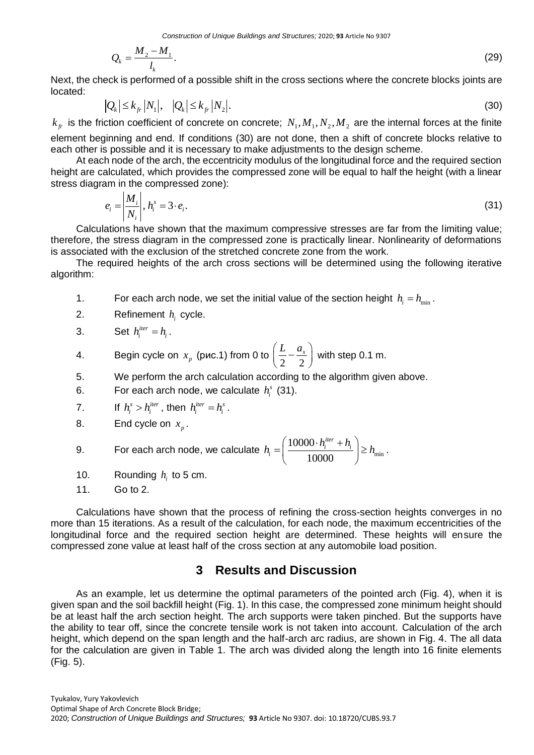$$Q_k = \frac{M_2 - M_1}{l_k}. \tag{29}$$

Next, the check is performed of a possible shift in the cross sections where the concrete blocks joints are located:

$$|Q_k| \le k_{fr} |N_1|, \quad |Q_k| \le k_{fr} |N_2|. \tag{30}$$

$k_{fr}$ is the friction coefficient of concrete on concrete; $N_1, M_1, N_2, M_2$ are the internal forces at the finite element beginning and end. If conditions (30) are not done, then a shift of concrete blocks relative to each other is possible and it is necessary to make adjustments to the design scheme.

At each node of the arch, the eccentricity modulus of the longitudinal force and the required section height are calculated, which provides the compressed zone will be equal to half the height (with a linear stress diagram in the compressed zone):

$$e_i = \left| \frac{M_i}{N_i} \right|, \; h_i^s = 3 \cdot e_i. \tag{31}$$

Calculations have shown that the maximum compressive stresses are far from the limiting value; therefore, the stress diagram in the compressed zone is practically linear. Nonlinearity of deformations is associated with the exclusion of the stretched concrete zone from the work.

The required heights of the arch cross sections will be determined using the following iterative algorithm:

1. For each arch node, we set the initial value of the section height $h_i = h_{\min}$.
2. Refinement $h_i$ cycle.
3. Set $h_i^{iter} = h_i$.
4. Begin cycle on $x_p$ (рис.1) from 0 to $\left( \frac{L}{2} - \frac{a_x}{2} \right)$ with step 0.1 m.
5. We perform the arch calculation according to the algorithm given above.
6. For each arch node, we calculate $h_i^s$ (31).
7. If $h_i^s > h_i^{iter}$, then $h_i^{iter} = h_i^s$.
8. End cycle on $x_p$.
9. For each arch node, we calculate $h_i = \left( \frac{10000 \cdot h_i^{iter} + h_i}{10000} \right) \ge h_{\min}$.
10. Rounding $h_i$ to 5 cm.
11. Go to 2.

Calculations have shown that the process of refining the cross-section heights converges in no more than 15 iterations. As a result of the calculation, for each node, the maximum eccentricities of the longitudinal force and the required section height are determined. These heights will ensure the compressed zone value at least half of the cross section at any automobile load position.

## 3 Results and Discussion

As an example, let us determine the optimal parameters of the pointed arch (Fig. 4), when it is given span and the soil backfill height (Fig. 1). In this case, the compressed zone minimum height should be at least half the arch section height. The arch supports were taken pinched. But the supports have the ability to tear off, since the concrete tensile work is not taken into account. Calculation of the arch height, which depend on the span length and the half-arch arc radius, are shown in Fig. 4. The all data for the calculation are given in Table 1. The arch was divided along the length into 16 finite elements (Fig. 5).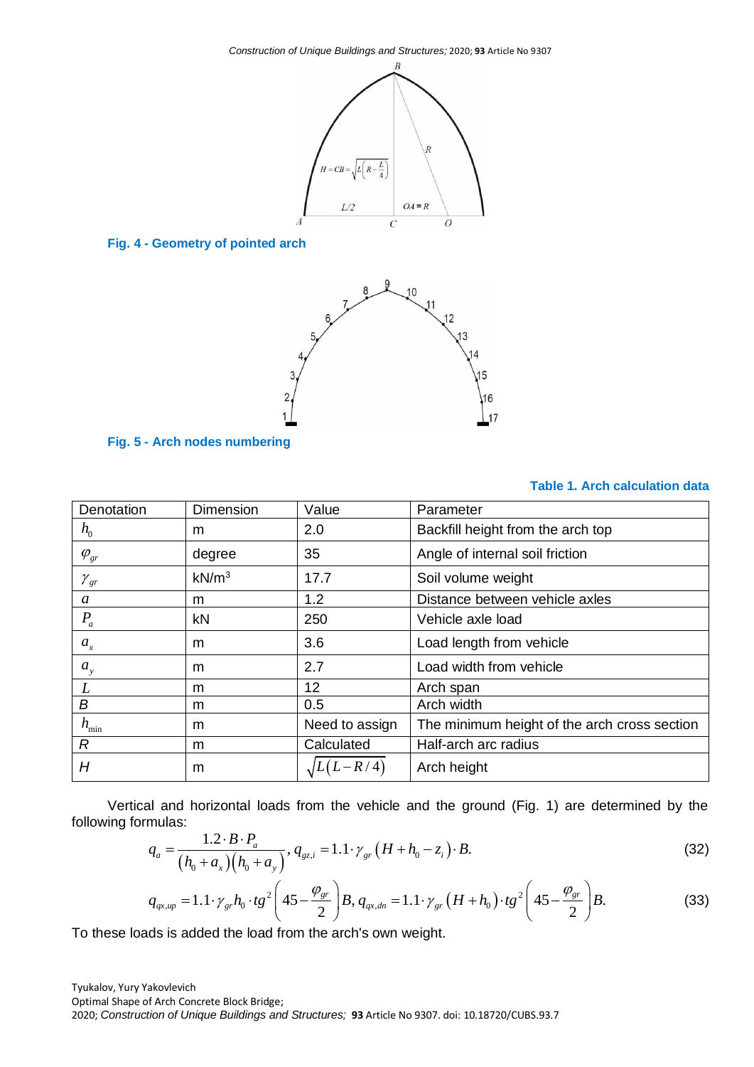Fig. 4 - Geometry of pointed arch

Fig. 5 - Arch nodes numbering

**Table 1. Arch calculation data**

| Denotation | Dimension | Value | Parameter |
|---|---|---|---|
| $h_0$ | m | 2.0 | Backfill height from the arch top |
| $\varphi_{gr}$ | degree | 35 | Angle of internal soil friction |
| $\gamma_{gr}$ | kN/m$^3$ | 17.7 | Soil volume weight |
| $a$ | m | 1.2 | Distance between vehicle axles |
| $P_a$ | kN | 250 | Vehicle axle load |
| $a_x$ | m | 3.6 | Load length from vehicle |
| $a_y$ | m | 2.7 | Load width from vehicle |
| $L$ | m | 12 | Arch span |
| B | m | 0.5 | Arch width |
| $h_{\min}$ | m | Need to assign | The minimum height of the arch cross section |
| R | m | Calculated | Half-arch arc radius |
| H | m | $\sqrt{L(L-R/4)}$ | Arch height |

Vertical and horizontal loads from the vehicle and the ground (Fig. 1) are determined by the following formulas:

$$q_a = \frac{1.2 \cdot B \cdot P_a}{(h_0 + a_x)(h_0 + a_y)}, \; q_{gz,i} = 1.1 \cdot \gamma_{gr}\left(H + h_0 - z_i\right) \cdot B. \tag{32}$$

$$q_{qx,up} = 1.1 \cdot \gamma_{gr} h_0 \cdot tg^2\left(45 - \frac{\varphi_{gr}}{2}\right) B, \; q_{qx,dn} = 1.1 \cdot \gamma_{gr}\left(H + h_0\right) \cdot tg^2\left(45 - \frac{\varphi_{gr}}{2}\right) B. \tag{33}$$

To these loads is added the load from the arch's own weight.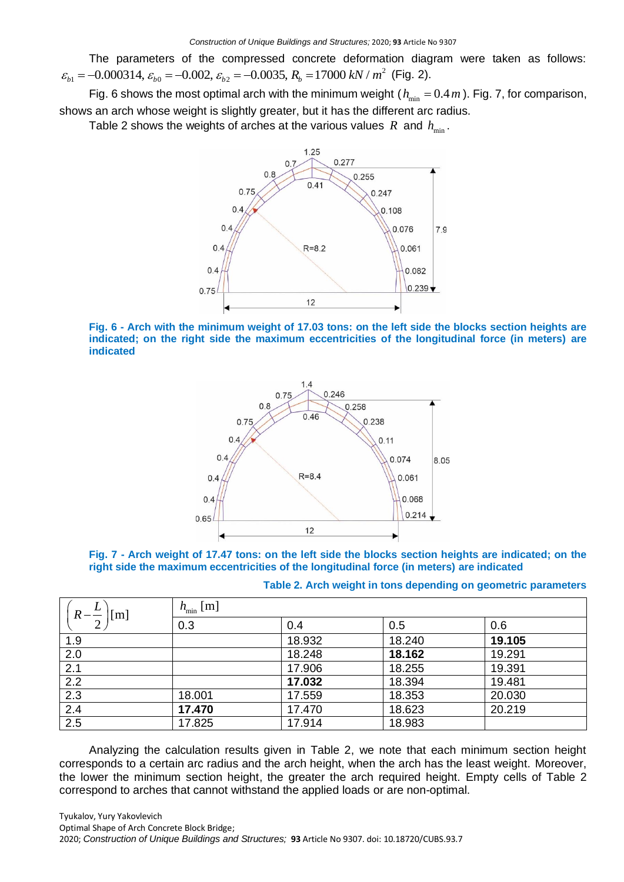The parameters of the compressed concrete deformation diagram were taken as follows: $\varepsilon_{b1} = -0.000314$, $\varepsilon_{b0} = -0.002$, $\varepsilon_{b2} = -0.0035$, $R_b = 17000\ kN/m^2$ (Fig. 2).

Fig. 6 shows the most optimal arch with the minimum weight ($h_{\min} = 0.4\,m$). Fig. 7, for comparison, shows an arch whose weight is slightly greater, but it has the different arc radius.

Table 2 shows the weights of arches at the various values $R$ and $h_{\min}$.

**Fig. 6 - Arch with the minimum weight of 17.03 tons: on the left side the blocks section heights are indicated; on the right side the maximum eccentricities of the longitudinal force (in meters) are indicated**

**Fig. 7 - Arch weight of 17.47 tons: on the left side the blocks section heights are indicated; on the right side the maximum eccentricities of the longitudinal force (in meters) are indicated**

**Table 2. Arch weight in tons depending on geometric parameters**

| $\left(R - \dfrac{L}{2}\right)$[m] | $h_{\min}$ [m] | | | |
|---|---|---|---|---|
| | 0.3 | 0.4 | 0.5 | 0.6 |
| 1.9 | | 18.932 | 18.240 | **19.105** |
| 2.0 | | 18.248 | **18.162** | 19.291 |
| 2.1 | | 17.906 | 18.255 | 19.391 |
| 2.2 | | **17.032** | 18.394 | 19.481 |
| 2.3 | 18.001 | 17.559 | 18.353 | 20.030 |
| 2.4 | **17.470** | 17.470 | 18.623 | 20.219 |
| 2.5 | 17.825 | 17.914 | 18.983 | |

Analyzing the calculation results given in Table 2, we note that each minimum section height corresponds to a certain arc radius and the arch height, when the arch has the least weight. Moreover, the lower the minimum section height, the greater the arch required height. Empty cells of Table 2 correspond to arches that cannot withstand the applied loads or are non-optimal.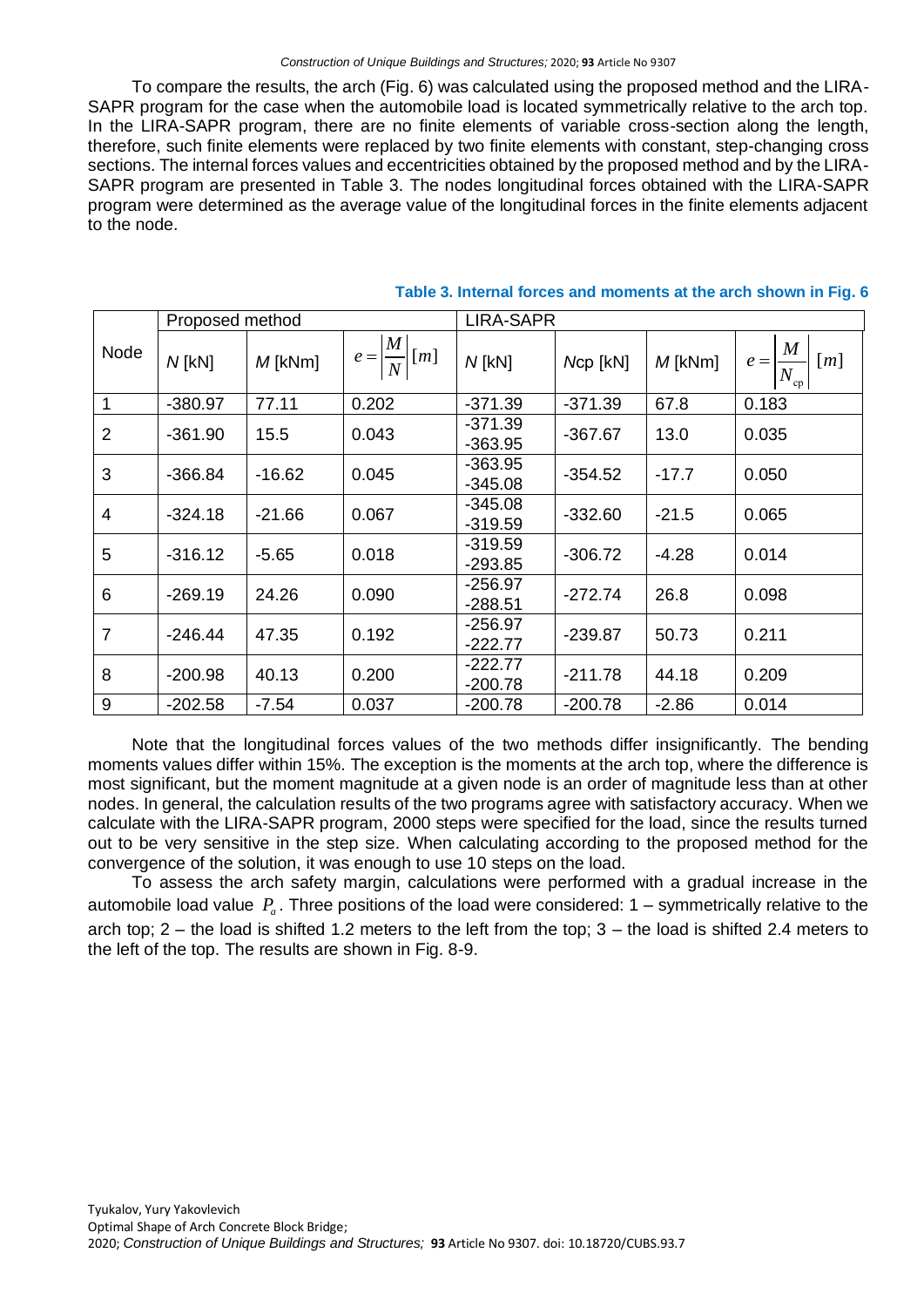To compare the results, the arch (Fig. 6) was calculated using the proposed method and the LIRA-SAPR program for the case when the automobile load is located symmetrically relative to the arch top. In the LIRA-SAPR program, there are no finite elements of variable cross-section along the length, therefore, such finite elements were replaced by two finite elements with constant, step-changing cross sections. The internal forces values and eccentricities obtained by the proposed method and by the LIRA-SAPR program are presented in Table 3. The nodes longitudinal forces obtained with the LIRA-SAPR program were determined as the average value of the longitudinal forces in the finite elements adjacent to the node.

**Table 3. Internal forces and moments at the arch shown in Fig. 6**

| Node | Proposed method | | | LIRA-SAPR | | | |
|---|---|---|---|---|---|---|---|
| | $N$ [kN] | $M$ [kNm] | $e=\left\|\frac{M}{N}\right\|[m]$ | $N$ [kN] | $N$cp [kN] | $M$ [kNm] | $e=\left\|\frac{M}{N_{cp}}\right\|[m]$ |
| 1 | -380.97 | 77.11 | 0.202 | -371.39 | -371.39 | 67.8 | 0.183 |
| 2 | -361.90 | 15.5 | 0.043 | -371.39<br>-363.95 | -367.67 | 13.0 | 0.035 |
| 3 | -366.84 | -16.62 | 0.045 | -363.95<br>-345.08 | -354.52 | -17.7 | 0.050 |
| 4 | -324.18 | -21.66 | 0.067 | -345.08<br>-319.59 | -332.60 | -21.5 | 0.065 |
| 5 | -316.12 | -5.65 | 0.018 | -319.59<br>-293.85 | -306.72 | -4.28 | 0.014 |
| 6 | -269.19 | 24.26 | 0.090 | -256.97<br>-288.51 | -272.74 | 26.8 | 0.098 |
| 7 | -246.44 | 47.35 | 0.192 | -256.97<br>-222.77 | -239.87 | 50.73 | 0.211 |
| 8 | -200.98 | 40.13 | 0.200 | -222.77<br>-200.78 | -211.78 | 44.18 | 0.209 |
| 9 | -202.58 | -7.54 | 0.037 | -200.78 | -200.78 | -2.86 | 0.014 |

Note that the longitudinal forces values of the two methods differ insignificantly. The bending moments values differ within 15%. The exception is the moments at the arch top, where the difference is most significant, but the moment magnitude at a given node is an order of magnitude less than at other nodes. In general, the calculation results of the two programs agree with satisfactory accuracy. When we calculate with the LIRA-SAPR program, 2000 steps were specified for the load, since the results turned out to be very sensitive in the step size. When calculating according to the proposed method for the convergence of the solution, it was enough to use 10 steps on the load.

To assess the arch safety margin, calculations were performed with a gradual increase in the automobile load value $P_a$. Three positions of the load were considered: 1 – symmetrically relative to the arch top; 2 – the load is shifted 1.2 meters to the left from the top; 3 – the load is shifted 2.4 meters to the left of the top. The results are shown in Fig. 8-9.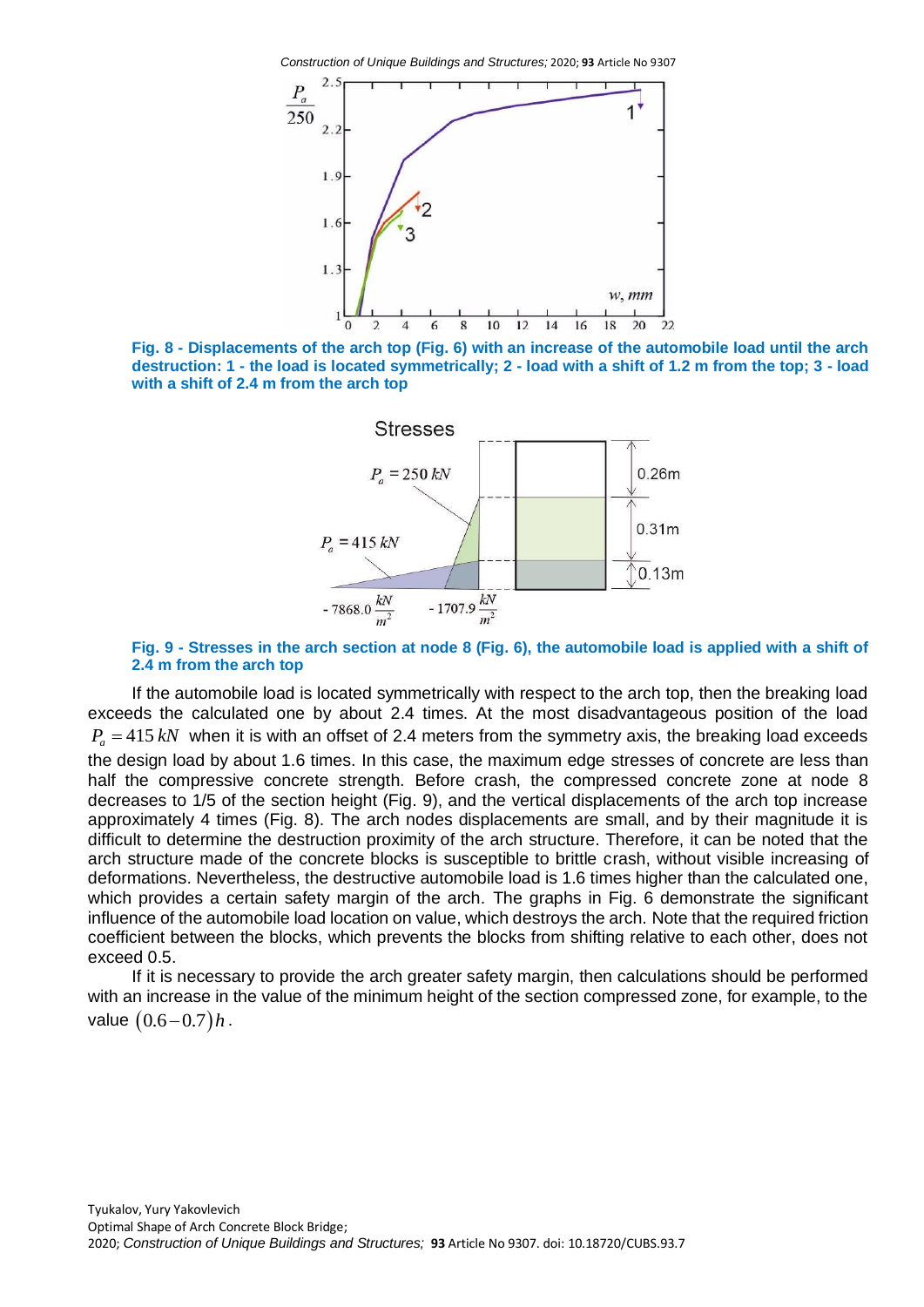**Fig. 8 - Displacements of the arch top (Fig. 6) with an increase of the automobile load until the arch destruction: 1 - the load is located symmetrically; 2 - load with a shift of 1.2 m from the top; 3 - load with a shift of 2.4 m from the arch top**

**Fig. 9 - Stresses in the arch section at node 8 (Fig. 6), the automobile load is applied with a shift of 2.4 m from the arch top**

If the automobile load is located symmetrically with respect to the arch top, then the breaking load exceeds the calculated one by about 2.4 times. At the most disadvantageous position of the load $P_a = 415\,kN$ when it is with an offset of 2.4 meters from the symmetry axis, the breaking load exceeds the design load by about 1.6 times. In this case, the maximum edge stresses of concrete are less than half the compressive concrete strength. Before crash, the compressed concrete zone at node 8 decreases to 1/5 of the section height (Fig. 9), and the vertical displacements of the arch top increase approximately 4 times (Fig. 8). The arch nodes displacements are small, and by their magnitude it is difficult to determine the destruction proximity of the arch structure. Therefore, it can be noted that the arch structure made of the concrete blocks is susceptible to brittle crash, without visible increasing of deformations. Nevertheless, the destructive automobile load is 1.6 times higher than the calculated one, which provides a certain safety margin of the arch. The graphs in Fig. 6 demonstrate the significant influence of the automobile load location on value, which destroys the arch. Note that the required friction coefficient between the blocks, which prevents the blocks from shifting relative to each other, does not exceed 0.5.

If it is necessary to provide the arch greater safety margin, then calculations should be performed with an increase in the value of the minimum height of the section compressed zone, for example, to the value $(0.6-0.7)h$.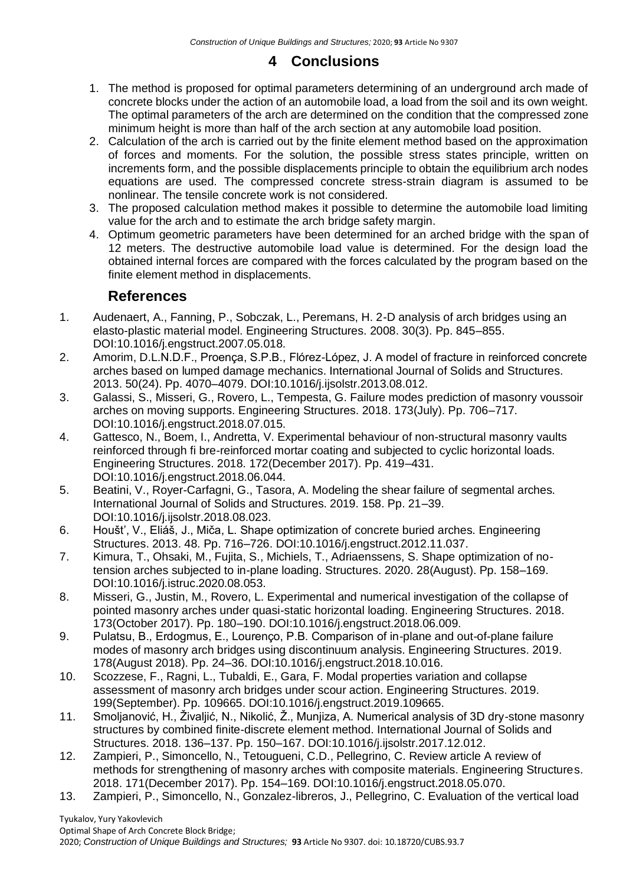# 4 Conclusions

1. The method is proposed for optimal parameters determining of an underground arch made of concrete blocks under the action of an automobile load, a load from the soil and its own weight. The optimal parameters of the arch are determined on the condition that the compressed zone minimum height is more than half of the arch section at any automobile load position.
2. Calculation of the arch is carried out by the finite element method based on the approximation of forces and moments. For the solution, the possible stress states principle, written on increments form, and the possible displacements principle to obtain the equilibrium arch nodes equations are used. The compressed concrete stress-strain diagram is assumed to be nonlinear. The tensile concrete work is not considered.
3. The proposed calculation method makes it possible to determine the automobile load limiting value for the arch and to estimate the arch bridge safety margin.
4. Optimum geometric parameters have been determined for an arched bridge with the span of 12 meters. The destructive automobile load value is determined. For the design load the obtained internal forces are compared with the forces calculated by the program based on the finite element method in displacements.

## References

1. Audenaert, A., Fanning, P., Sobczak, L., Peremans, H. 2-D analysis of arch bridges using an elasto-plastic material model. Engineering Structures. 2008. 30(3). Pp. 845–855. DOI:10.1016/j.engstruct.2007.05.018.
2. Amorim, D.L.N.D.F., Proença, S.P.B., Flórez-López, J. A model of fracture in reinforced concrete arches based on lumped damage mechanics. International Journal of Solids and Structures. 2013. 50(24). Pp. 4070–4079. DOI:10.1016/j.ijsolstr.2013.08.012.
3. Galassi, S., Misseri, G., Rovero, L., Tempesta, G. Failure modes prediction of masonry voussoir arches on moving supports. Engineering Structures. 2018. 173(July). Pp. 706–717. DOI:10.1016/j.engstruct.2018.07.015.
4. Gattesco, N., Boem, I., Andretta, V. Experimental behaviour of non-structural masonry vaults reinforced through fi bre-reinforced mortar coating and subjected to cyclic horizontal loads. Engineering Structures. 2018. 172(December 2017). Pp. 419–431. DOI:10.1016/j.engstruct.2018.06.044.
5. Beatini, V., Royer-Carfagni, G., Tasora, A. Modeling the shear failure of segmental arches. International Journal of Solids and Structures. 2019. 158. Pp. 21–39. DOI:10.1016/j.ijsolstr.2018.08.023.
6. Houšť, V., Eliáš, J., Miča, L. Shape optimization of concrete buried arches. Engineering Structures. 2013. 48. Pp. 716–726. DOI:10.1016/j.engstruct.2012.11.037.
7. Kimura, T., Ohsaki, M., Fujita, S., Michiels, T., Adriaenssens, S. Shape optimization of no-tension arches subjected to in-plane loading. Structures. 2020. 28(August). Pp. 158–169. DOI:10.1016/j.istruc.2020.08.053.
8. Misseri, G., Justin, M., Rovero, L. Experimental and numerical investigation of the collapse of pointed masonry arches under quasi-static horizontal loading. Engineering Structures. 2018. 173(October 2017). Pp. 180–190. DOI:10.1016/j.engstruct.2018.06.009.
9. Pulatsu, B., Erdogmus, E., Lourenço, P.B. Comparison of in-plane and out-of-plane failure modes of masonry arch bridges using discontinuum analysis. Engineering Structures. 2019. 178(August 2018). Pp. 24–36. DOI:10.1016/j.engstruct.2018.10.016.
10. Scozzese, F., Ragni, L., Tubaldi, E., Gara, F. Modal properties variation and collapse assessment of masonry arch bridges under scour action. Engineering Structures. 2019. 199(September). Pp. 109665. DOI:10.1016/j.engstruct.2019.109665.
11. Smoljanović, H., Živaljić, N., Nikolić, Ž., Munjiza, A. Numerical analysis of 3D dry-stone masonry structures by combined finite-discrete element method. International Journal of Solids and Structures. 2018. 136–137. Pp. 150–167. DOI:10.1016/j.ijsolstr.2017.12.012.
12. Zampieri, P., Simoncello, N., Tetougueni, C.D., Pellegrino, C. Review article A review of methods for strengthening of masonry arches with composite materials. Engineering Structures. 2018. 171(December 2017). Pp. 154–169. DOI:10.1016/j.engstruct.2018.05.070.
13. Zampieri, P., Simoncello, N., Gonzalez-libreros, J., Pellegrino, C. Evaluation of the vertical load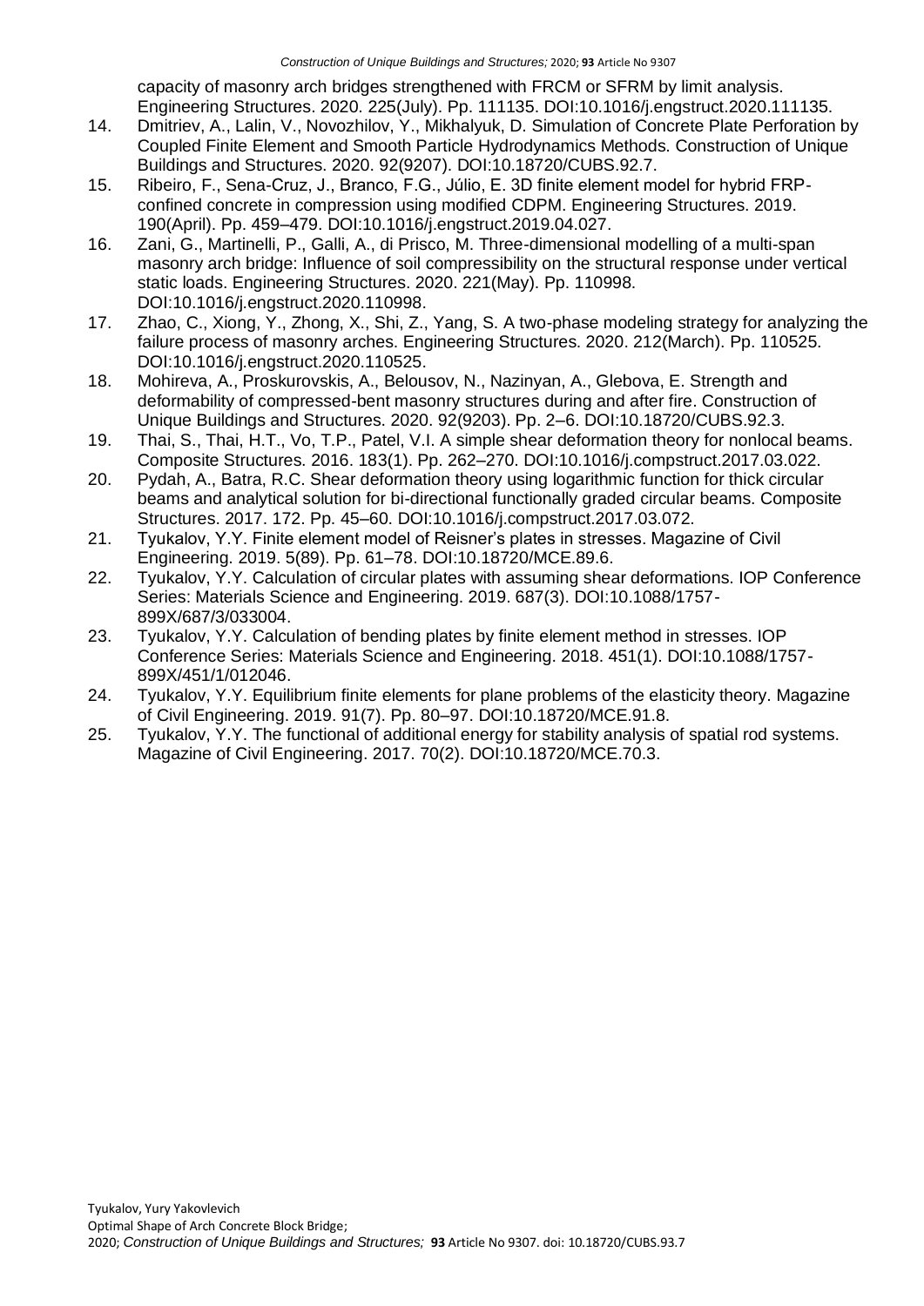capacity of masonry arch bridges strengthened with FRCM or SFRM by limit analysis. Engineering Structures. 2020. 225(July). Pp. 111135. DOI:10.1016/j.engstruct.2020.111135.

14. Dmitriev, A., Lalin, V., Novozhilov, Y., Mikhalyuk, D. Simulation of Concrete Plate Perforation by Coupled Finite Element and Smooth Particle Hydrodynamics Methods. Construction of Unique Buildings and Structures. 2020. 92(9207). DOI:10.18720/CUBS.92.7.
15. Ribeiro, F., Sena-Cruz, J., Branco, F.G., Júlio, E. 3D finite element model for hybrid FRP-confined concrete in compression using modified CDPM. Engineering Structures. 2019. 190(April). Pp. 459–479. DOI:10.1016/j.engstruct.2019.04.027.
16. Zani, G., Martinelli, P., Galli, A., di Prisco, M. Three-dimensional modelling of a multi-span masonry arch bridge: Influence of soil compressibility on the structural response under vertical static loads. Engineering Structures. 2020. 221(May). Pp. 110998. DOI:10.1016/j.engstruct.2020.110998.
17. Zhao, C., Xiong, Y., Zhong, X., Shi, Z., Yang, S. A two-phase modeling strategy for analyzing the failure process of masonry arches. Engineering Structures. 2020. 212(March). Pp. 110525. DOI:10.1016/j.engstruct.2020.110525.
18. Mohireva, A., Proskurovskis, A., Belousov, N., Nazinyan, A., Glebova, E. Strength and deformability of compressed-bent masonry structures during and after fire. Construction of Unique Buildings and Structures. 2020. 92(9203). Pp. 2–6. DOI:10.18720/CUBS.92.3.
19. Thai, S., Thai, H.T., Vo, T.P., Patel, V.I. A simple shear deformation theory for nonlocal beams. Composite Structures. 2016. 183(1). Pp. 262–270. DOI:10.1016/j.compstruct.2017.03.022.
20. Pydah, A., Batra, R.C. Shear deformation theory using logarithmic function for thick circular beams and analytical solution for bi-directional functionally graded circular beams. Composite Structures. 2017. 172. Pp. 45–60. DOI:10.1016/j.compstruct.2017.03.072.
21. Tyukalov, Y.Y. Finite element model of Reisner's plates in stresses. Magazine of Civil Engineering. 2019. 5(89). Pp. 61–78. DOI:10.18720/MCE.89.6.
22. Tyukalov, Y.Y. Calculation of circular plates with assuming shear deformations. IOP Conference Series: Materials Science and Engineering. 2019. 687(3). DOI:10.1088/1757-899X/687/3/033004.
23. Tyukalov, Y.Y. Calculation of bending plates by finite element method in stresses. IOP Conference Series: Materials Science and Engineering. 2018. 451(1). DOI:10.1088/1757-899X/451/1/012046.
24. Tyukalov, Y.Y. Equilibrium finite elements for plane problems of the elasticity theory. Magazine of Civil Engineering. 2019. 91(7). Pp. 80–97. DOI:10.18720/MCE.91.8.
25. Tyukalov, Y.Y. The functional of additional energy for stability analysis of spatial rod systems. Magazine of Civil Engineering. 2017. 70(2). DOI:10.18720/MCE.70.3.